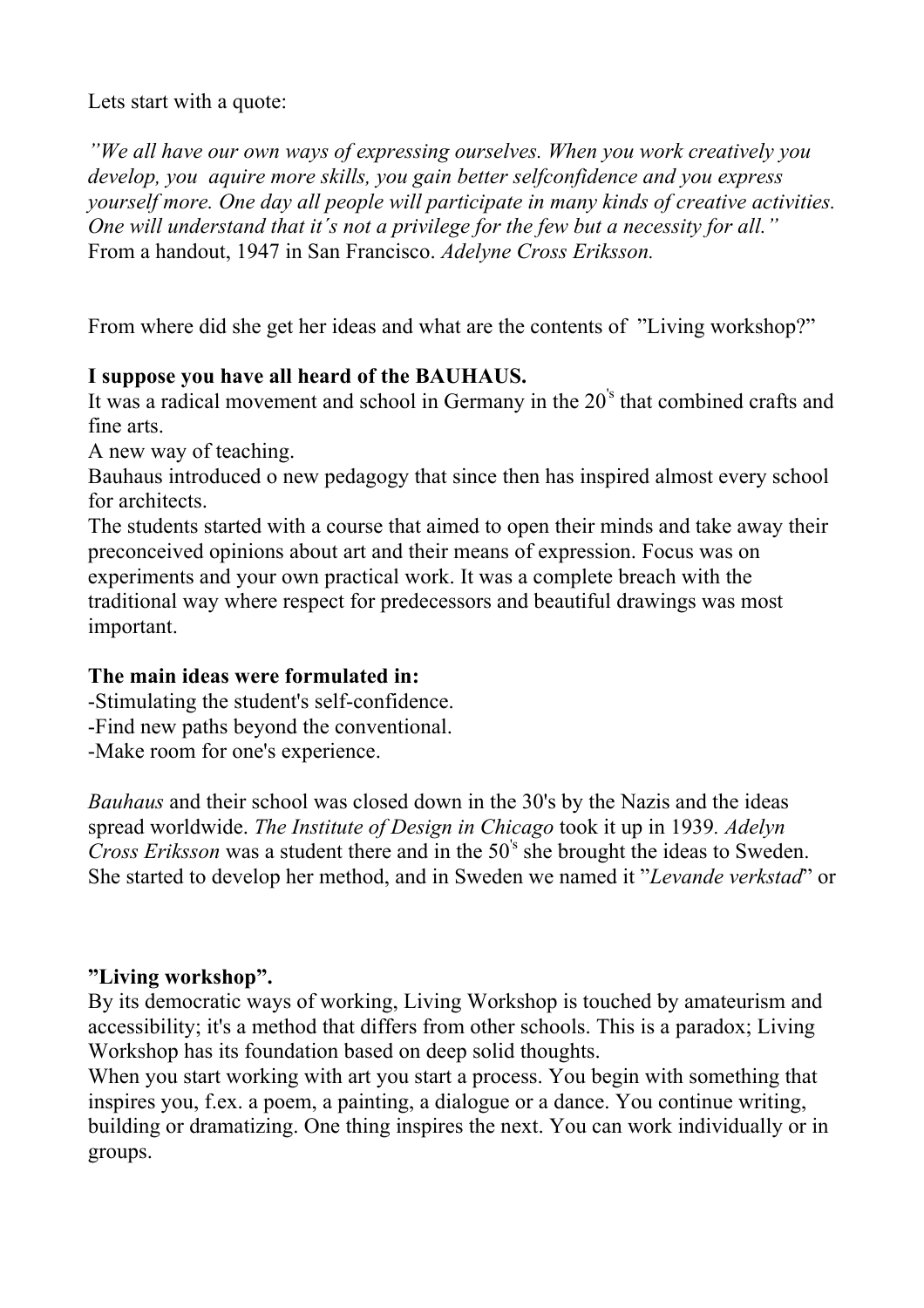Lets start with a quote:

*”We all have our own ways of expressing ourselves. When you work creatively you develop, you aquire more skills, you gain better selfconfidence and you express yourself more. One day all people will participate in many kinds of creative activities. One will understand that it´s not a privilege for the few but a necessity for all.”*
From a handout, 1947 in San Francisco. *Adelyne Cross Eriksson.*

From where did she get her ideas and what are the contents of ”Living workshop?”

**I suppose you have all heard of the BAUHAUS.**
It was a radical movement and school in Germany in the 20's that combined crafts and fine arts.
A new way of teaching.
Bauhaus introduced o new pedagogy that since then has inspired almost every school for architects.
The students started with a course that aimed to open their minds and take away their preconceived opinions about art and their means of expression. Focus was on experiments and your own practical work. It was a complete breach with the traditional way where respect for predecessors and beautiful drawings was most important.

**The main ideas were formulated in:**
-Stimulating the student's self-confidence.
-Find new paths beyond the conventional.
-Make room for one's experience.

*Bauhaus* and their school was closed down in the 30's by the Nazis and the ideas spread worldwide. *The Institute of Design in Chicago* took it up in 1939. *Adelyn Cross Eriksson* was a student there and in the 50's she brought the ideas to Sweden. She started to develop her method, and in Sweden we named it ”*Levande verkstad*” or

**”Living workshop”.**
By its democratic ways of working, Living Workshop is touched by amateurism and accessibility; it's a method that differs from other schools. This is a paradox; Living Workshop has its foundation based on deep solid thoughts.
When you start working with art you start a process. You begin with something that inspires you, f.ex. a poem, a painting, a dialogue or a dance. You continue writing, building or dramatizing. One thing inspires the next. You can work individually or in groups.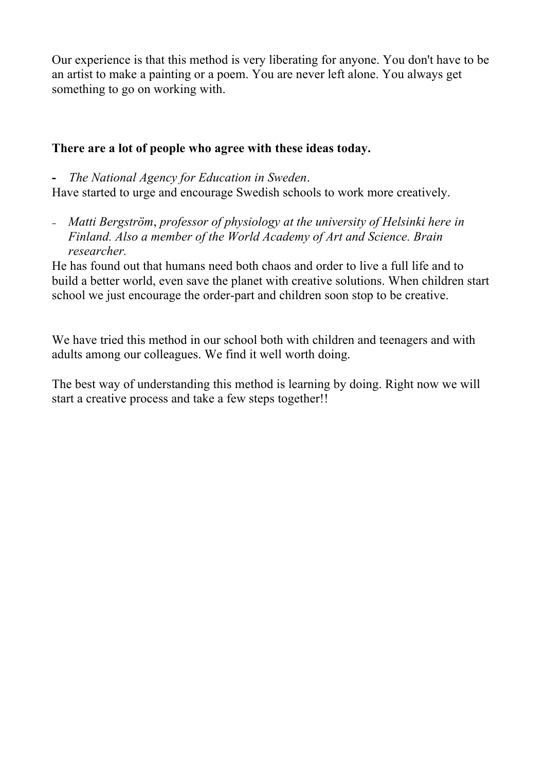Our experience is that this method is very liberating for anyone. You don't have to be an artist to make a painting or a poem. You are never left alone. You always get something to go on working with.

**There are a lot of people who agree with these ideas today.**

- *The National Agency for Education in Sweden*.

Have started to urge and encourage Swedish schools to work more creatively.

- *Matti Bergström, professor of physiology at the university of Helsinki here in Finland. Also a member of the World Academy of Art and Science. Brain researcher.*

He has found out that humans need both chaos and order to live a full life and to build a better world, even save the planet with creative solutions. When children start school we just encourage the order-part and children soon stop to be creative.

We have tried this method in our school both with children and teenagers and with adults among our colleagues. We find it well worth doing.

The best way of understanding this method is learning by doing. Right now we will start a creative process and take a few steps together!!